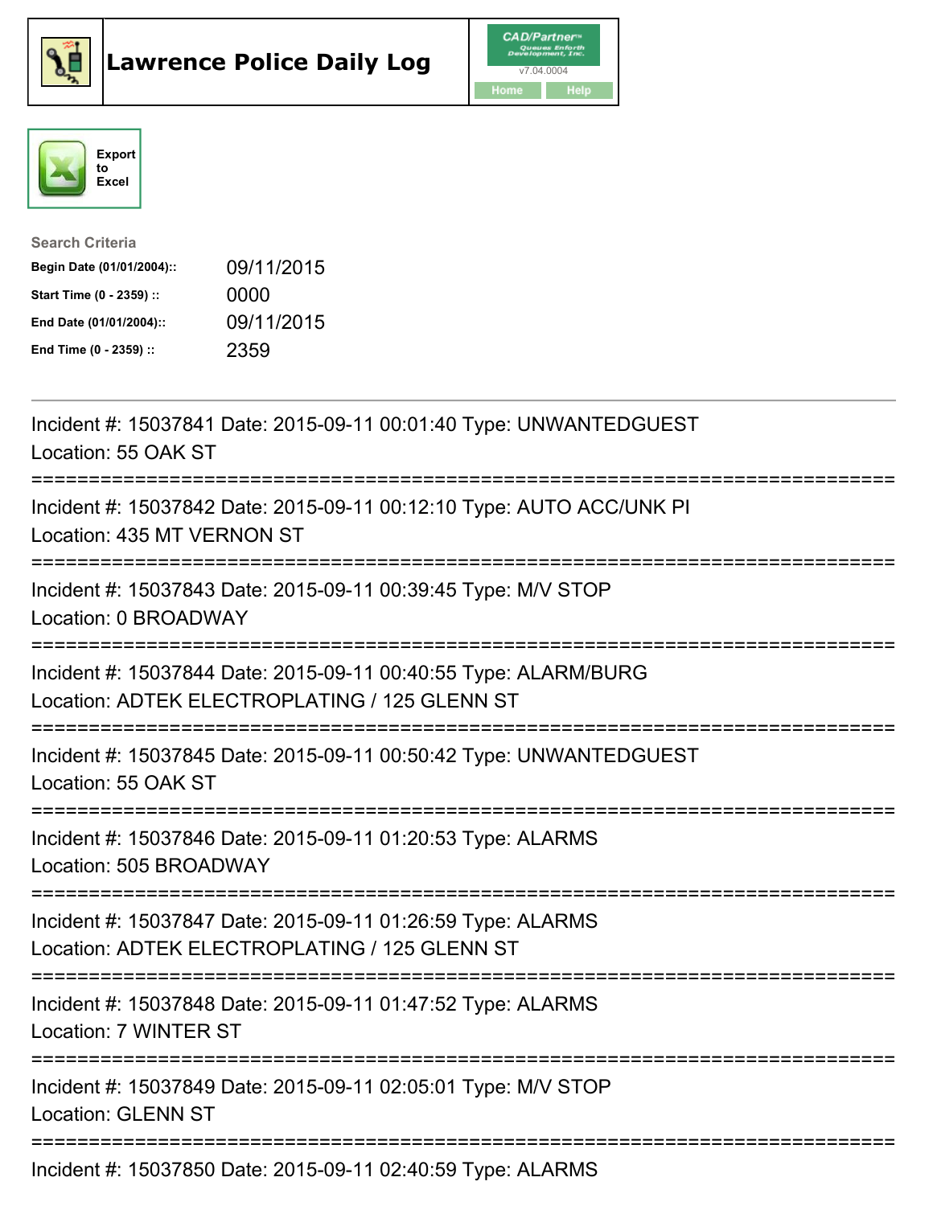# Lawrence Police Daily Log

CAD/Partner v7.04.0004

Home | Help

Export to Excel

**Search Criteria**

| | |
|---|---|
| **Begin Date (01/01/2004)::** | 09/11/2015 |
| **Start Time (0 - 2359) ::** | 0000 |
| **End Date (01/01/2004)::** | 09/11/2015 |
| **End Time (0 - 2359) ::** | 2359 |

---

Incident #: 15037841 Date: 2015-09-11 00:01:40 Type: UNWANTEDGUEST
Location: 55 OAK ST

===========================================================================

Incident #: 15037842 Date: 2015-09-11 00:12:10 Type: AUTO ACC/UNK PI
Location: 435 MT VERNON ST

===========================================================================

Incident #: 15037843 Date: 2015-09-11 00:39:45 Type: M/V STOP
Location: 0 BROADWAY

===========================================================================

Incident #: 15037844 Date: 2015-09-11 00:40:55 Type: ALARM/BURG
Location: ADTEK ELECTROPLATING / 125 GLENN ST

===========================================================================

Incident #: 15037845 Date: 2015-09-11 00:50:42 Type: UNWANTEDGUEST
Location: 55 OAK ST

===========================================================================

Incident #: 15037846 Date: 2015-09-11 01:20:53 Type: ALARMS
Location: 505 BROADWAY

===========================================================================

Incident #: 15037847 Date: 2015-09-11 01:26:59 Type: ALARMS
Location: ADTEK ELECTROPLATING / 125 GLENN ST

===========================================================================

Incident #: 15037848 Date: 2015-09-11 01:47:52 Type: ALARMS
Location: 7 WINTER ST

===========================================================================

Incident #: 15037849 Date: 2015-09-11 02:05:01 Type: M/V STOP
Location: GLENN ST

===========================================================================

Incident #: 15037850 Date: 2015-09-11 02:40:59 Type: ALARMS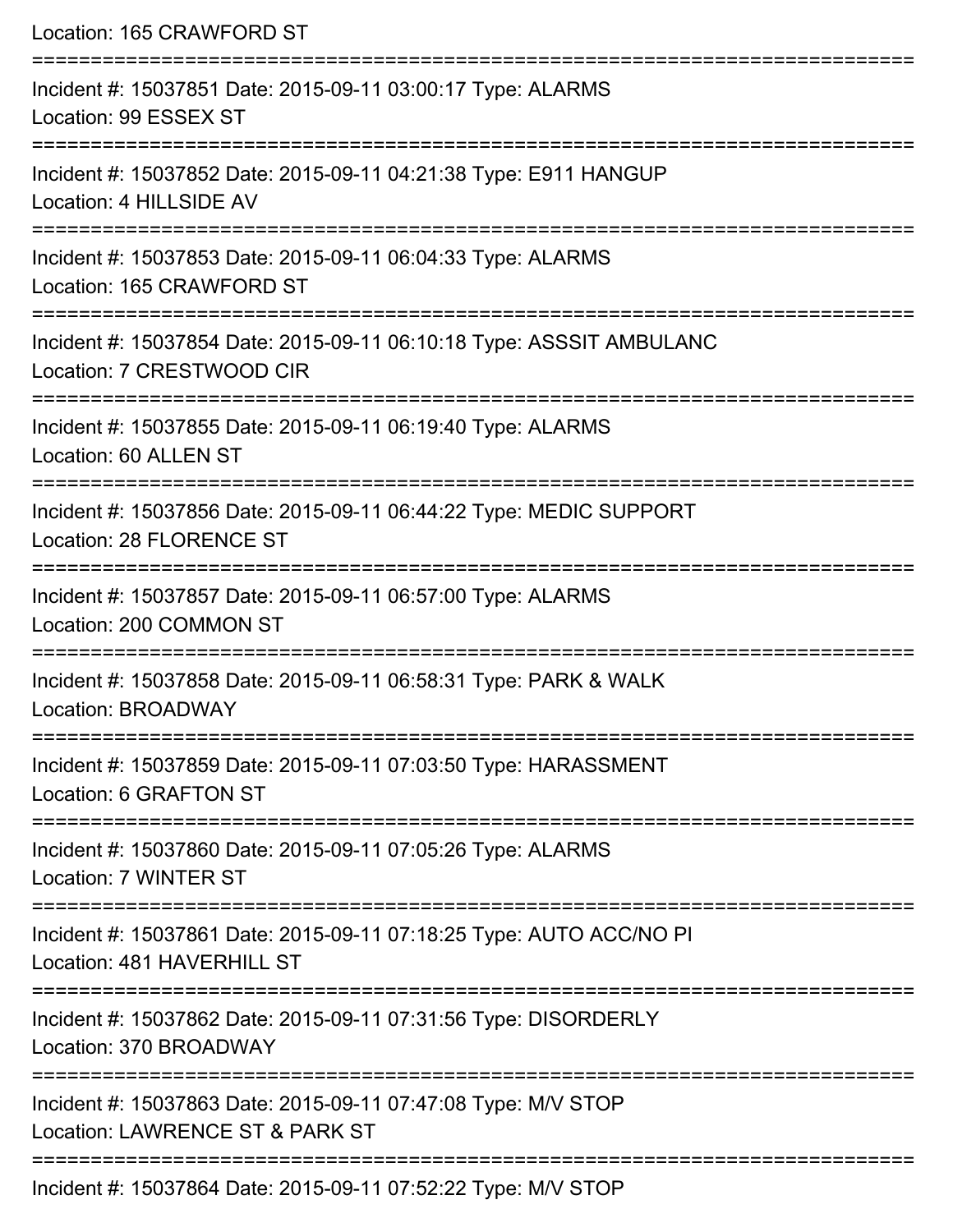Location: 165 CRAWFORD ST

===========================================================================

Incident #: 15037851 Date: 2015-09-11 03:00:17 Type: ALARMS
Location: 99 ESSEX ST

===========================================================================

Incident #: 15037852 Date: 2015-09-11 04:21:38 Type: E911 HANGUP
Location: 4 HILLSIDE AV

===========================================================================

Incident #: 15037853 Date: 2015-09-11 06:04:33 Type: ALARMS
Location: 165 CRAWFORD ST

===========================================================================

Incident #: 15037854 Date: 2015-09-11 06:10:18 Type: ASSSIT AMBULANC
Location: 7 CRESTWOOD CIR

===========================================================================

Incident #: 15037855 Date: 2015-09-11 06:19:40 Type: ALARMS
Location: 60 ALLEN ST

===========================================================================

Incident #: 15037856 Date: 2015-09-11 06:44:22 Type: MEDIC SUPPORT
Location: 28 FLORENCE ST

===========================================================================

Incident #: 15037857 Date: 2015-09-11 06:57:00 Type: ALARMS
Location: 200 COMMON ST

===========================================================================

Incident #: 15037858 Date: 2015-09-11 06:58:31 Type: PARK & WALK
Location: BROADWAY

===========================================================================

Incident #: 15037859 Date: 2015-09-11 07:03:50 Type: HARASSMENT
Location: 6 GRAFTON ST

===========================================================================

Incident #: 15037860 Date: 2015-09-11 07:05:26 Type: ALARMS
Location: 7 WINTER ST

===========================================================================

Incident #: 15037861 Date: 2015-09-11 07:18:25 Type: AUTO ACC/NO PI
Location: 481 HAVERHILL ST

===========================================================================

Incident #: 15037862 Date: 2015-09-11 07:31:56 Type: DISORDERLY
Location: 370 BROADWAY

===========================================================================

Incident #: 15037863 Date: 2015-09-11 07:47:08 Type: M/V STOP
Location: LAWRENCE ST & PARK ST

===========================================================================

Incident #: 15037864 Date: 2015-09-11 07:52:22 Type: M/V STOP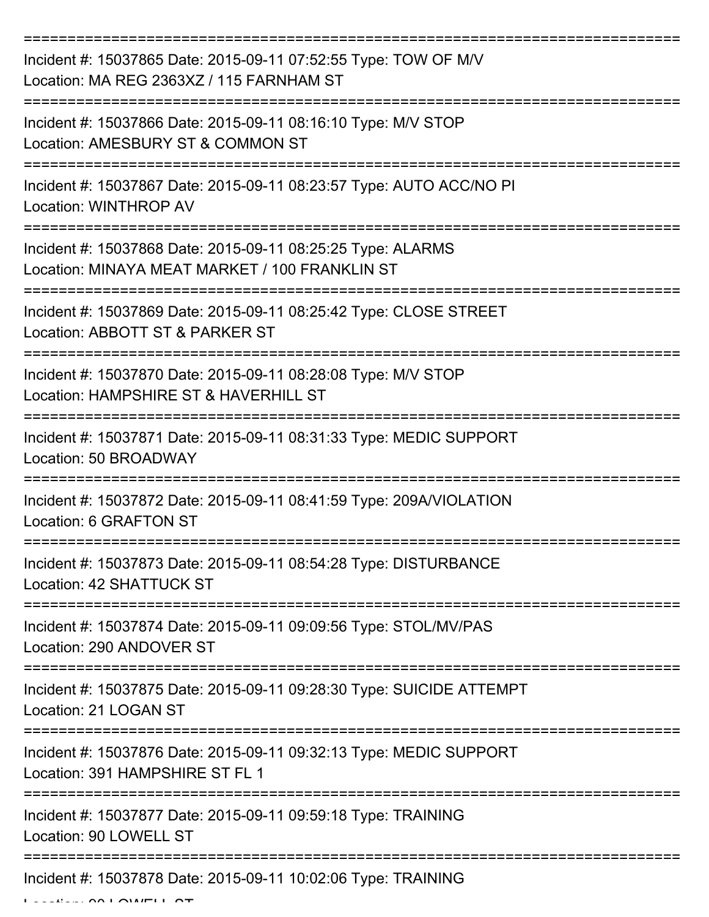===========================================================================

Incident #: 15037865 Date: 2015-09-11 07:52:55 Type: TOW OF M/V
Location: MA REG 2363XZ / 115 FARNHAM ST

===========================================================================

Incident #: 15037866 Date: 2015-09-11 08:16:10 Type: M/V STOP
Location: AMESBURY ST & COMMON ST

===========================================================================

Incident #: 15037867 Date: 2015-09-11 08:23:57 Type: AUTO ACC/NO PI
Location: WINTHROP AV

===========================================================================

Incident #: 15037868 Date: 2015-09-11 08:25:25 Type: ALARMS
Location: MINAYA MEAT MARKET / 100 FRANKLIN ST

===========================================================================

Incident #: 15037869 Date: 2015-09-11 08:25:42 Type: CLOSE STREET
Location: ABBOTT ST & PARKER ST

===========================================================================

Incident #: 15037870 Date: 2015-09-11 08:28:08 Type: M/V STOP
Location: HAMPSHIRE ST & HAVERHILL ST

===========================================================================

Incident #: 15037871 Date: 2015-09-11 08:31:33 Type: MEDIC SUPPORT
Location: 50 BROADWAY

===========================================================================

Incident #: 15037872 Date: 2015-09-11 08:41:59 Type: 209A/VIOLATION
Location: 6 GRAFTON ST

===========================================================================

Incident #: 15037873 Date: 2015-09-11 08:54:28 Type: DISTURBANCE
Location: 42 SHATTUCK ST

===========================================================================

Incident #: 15037874 Date: 2015-09-11 09:09:56 Type: STOL/MV/PAS
Location: 290 ANDOVER ST

===========================================================================

Incident #: 15037875 Date: 2015-09-11 09:28:30 Type: SUICIDE ATTEMPT
Location: 21 LOGAN ST

===========================================================================

Incident #: 15037876 Date: 2015-09-11 09:32:13 Type: MEDIC SUPPORT
Location: 391 HAMPSHIRE ST FL 1

===========================================================================

Incident #: 15037877 Date: 2015-09-11 09:59:18 Type: TRAINING
Location: 90 LOWELL ST

===========================================================================

Incident #: 15037878 Date: 2015-09-11 10:02:06 Type: TRAINING
Location: 90 LOWELL ST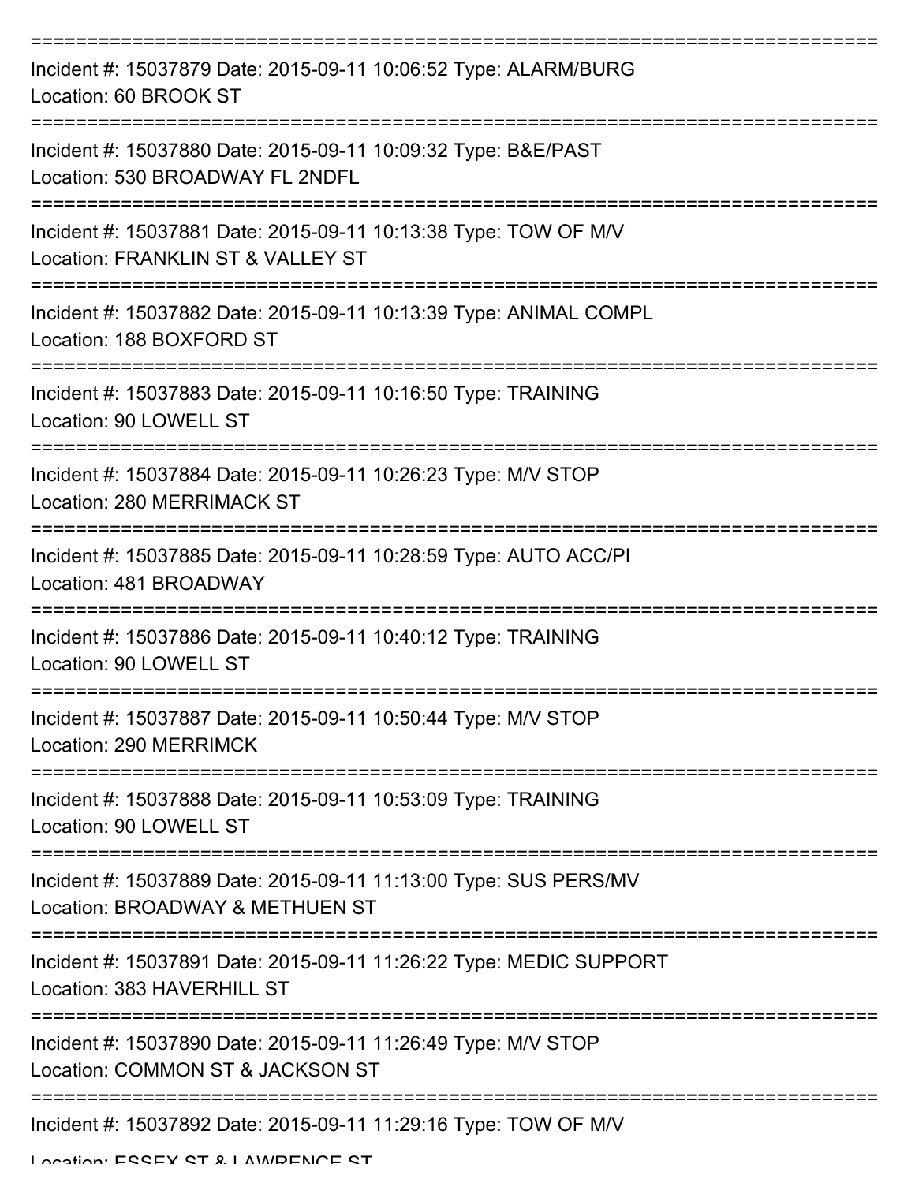===========================================================================
Incident #: 15037879 Date: 2015-09-11 10:06:52 Type: ALARM/BURG
Location: 60 BROOK ST
===========================================================================
Incident #: 15037880 Date: 2015-09-11 10:09:32 Type: B&E/PAST
Location: 530 BROADWAY FL 2NDFL
===========================================================================
Incident #: 15037881 Date: 2015-09-11 10:13:38 Type: TOW OF M/V
Location: FRANKLIN ST & VALLEY ST
===========================================================================
Incident #: 15037882 Date: 2015-09-11 10:13:39 Type: ANIMAL COMPL
Location: 188 BOXFORD ST
===========================================================================
Incident #: 15037883 Date: 2015-09-11 10:16:50 Type: TRAINING
Location: 90 LOWELL ST
===========================================================================
Incident #: 15037884 Date: 2015-09-11 10:26:23 Type: M/V STOP
Location: 280 MERRIMACK ST
===========================================================================
Incident #: 15037885 Date: 2015-09-11 10:28:59 Type: AUTO ACC/PI
Location: 481 BROADWAY
===========================================================================
Incident #: 15037886 Date: 2015-09-11 10:40:12 Type: TRAINING
Location: 90 LOWELL ST
===========================================================================
Incident #: 15037887 Date: 2015-09-11 10:50:44 Type: M/V STOP
Location: 290 MERRIMCK
===========================================================================
Incident #: 15037888 Date: 2015-09-11 10:53:09 Type: TRAINING
Location: 90 LOWELL ST
===========================================================================
Incident #: 15037889 Date: 2015-09-11 11:13:00 Type: SUS PERS/MV
Location: BROADWAY & METHUEN ST
===========================================================================
Incident #: 15037891 Date: 2015-09-11 11:26:22 Type: MEDIC SUPPORT
Location: 383 HAVERHILL ST
===========================================================================
Incident #: 15037890 Date: 2015-09-11 11:26:49 Type: M/V STOP
Location: COMMON ST & JACKSON ST
===========================================================================
Incident #: 15037892 Date: 2015-09-11 11:29:16 Type: TOW OF M/V
Location: ESSEX ST & LAWRENCE ST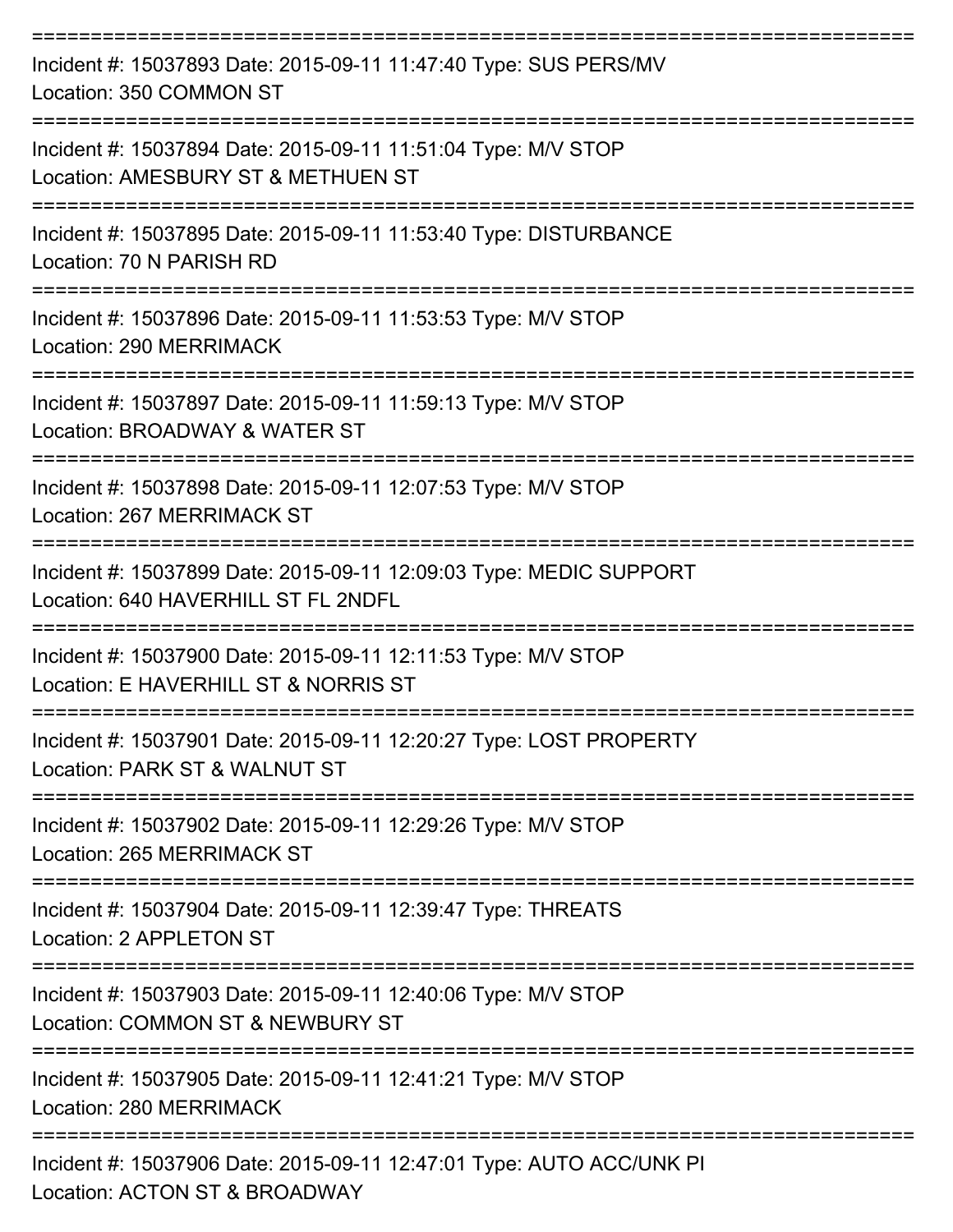===========================================================================

Incident #: 15037893 Date: 2015-09-11 11:47:40 Type: SUS PERS/MV
Location: 350 COMMON ST

===========================================================================

Incident #: 15037894 Date: 2015-09-11 11:51:04 Type: M/V STOP
Location: AMESBURY ST & METHUEN ST

===========================================================================

Incident #: 15037895 Date: 2015-09-11 11:53:40 Type: DISTURBANCE
Location: 70 N PARISH RD

===========================================================================

Incident #: 15037896 Date: 2015-09-11 11:53:53 Type: M/V STOP
Location: 290 MERRIMACK

===========================================================================

Incident #: 15037897 Date: 2015-09-11 11:59:13 Type: M/V STOP
Location: BROADWAY & WATER ST

===========================================================================

Incident #: 15037898 Date: 2015-09-11 12:07:53 Type: M/V STOP
Location: 267 MERRIMACK ST

===========================================================================

Incident #: 15037899 Date: 2015-09-11 12:09:03 Type: MEDIC SUPPORT
Location: 640 HAVERHILL ST FL 2NDFL

===========================================================================

Incident #: 15037900 Date: 2015-09-11 12:11:53 Type: M/V STOP
Location: E HAVERHILL ST & NORRIS ST

===========================================================================

Incident #: 15037901 Date: 2015-09-11 12:20:27 Type: LOST PROPERTY
Location: PARK ST & WALNUT ST

===========================================================================

Incident #: 15037902 Date: 2015-09-11 12:29:26 Type: M/V STOP
Location: 265 MERRIMACK ST

===========================================================================

Incident #: 15037904 Date: 2015-09-11 12:39:47 Type: THREATS
Location: 2 APPLETON ST

===========================================================================

Incident #: 15037903 Date: 2015-09-11 12:40:06 Type: M/V STOP
Location: COMMON ST & NEWBURY ST

===========================================================================

Incident #: 15037905 Date: 2015-09-11 12:41:21 Type: M/V STOP
Location: 280 MERRIMACK

===========================================================================

Incident #: 15037906 Date: 2015-09-11 12:47:01 Type: AUTO ACC/UNK PI
Location: ACTON ST & BROADWAY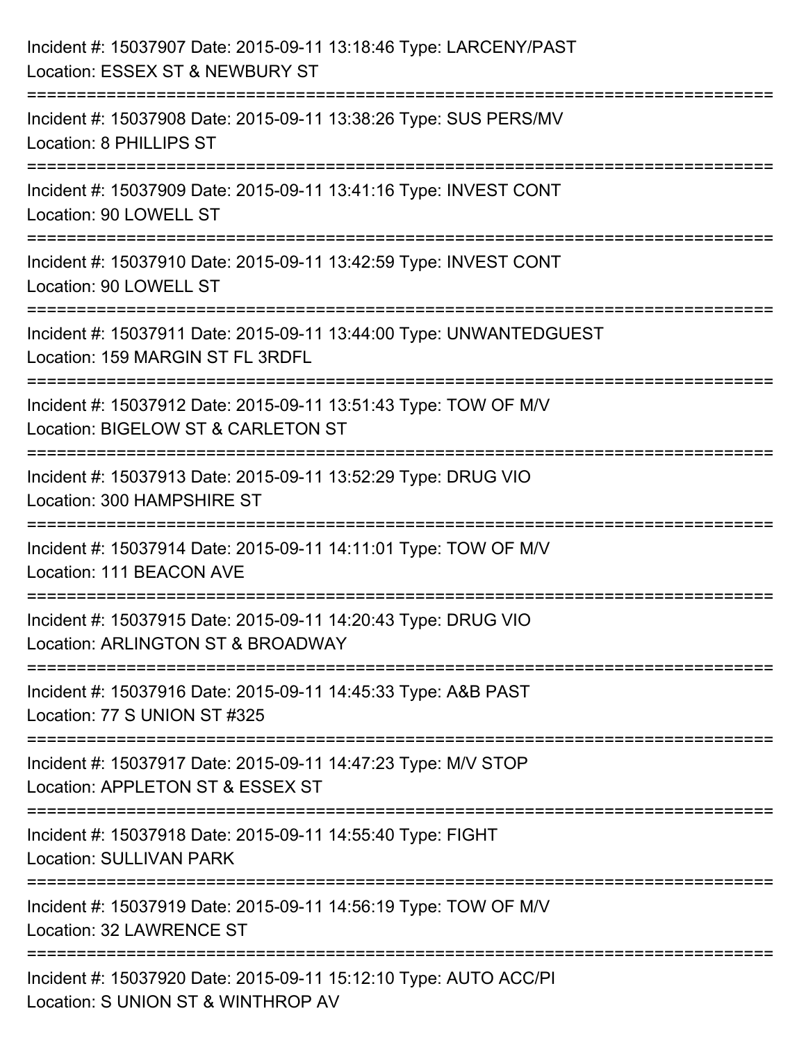Incident #: 15037907 Date: 2015-09-11 13:18:46 Type: LARCENY/PAST
Location: ESSEX ST & NEWBURY ST

===========================================================================

Incident #: 15037908 Date: 2015-09-11 13:38:26 Type: SUS PERS/MV
Location: 8 PHILLIPS ST

===========================================================================

Incident #: 15037909 Date: 2015-09-11 13:41:16 Type: INVEST CONT
Location: 90 LOWELL ST

===========================================================================

Incident #: 15037910 Date: 2015-09-11 13:42:59 Type: INVEST CONT
Location: 90 LOWELL ST

===========================================================================

Incident #: 15037911 Date: 2015-09-11 13:44:00 Type: UNWANTEDGUEST
Location: 159 MARGIN ST FL 3RDFL

===========================================================================

Incident #: 15037912 Date: 2015-09-11 13:51:43 Type: TOW OF M/V
Location: BIGELOW ST & CARLETON ST

===========================================================================

Incident #: 15037913 Date: 2015-09-11 13:52:29 Type: DRUG VIO
Location: 300 HAMPSHIRE ST

===========================================================================

Incident #: 15037914 Date: 2015-09-11 14:11:01 Type: TOW OF M/V
Location: 111 BEACON AVE

===========================================================================

Incident #: 15037915 Date: 2015-09-11 14:20:43 Type: DRUG VIO
Location: ARLINGTON ST & BROADWAY

===========================================================================

Incident #: 15037916 Date: 2015-09-11 14:45:33 Type: A&B PAST
Location: 77 S UNION ST #325

===========================================================================

Incident #: 15037917 Date: 2015-09-11 14:47:23 Type: M/V STOP
Location: APPLETON ST & ESSEX ST

===========================================================================

Incident #: 15037918 Date: 2015-09-11 14:55:40 Type: FIGHT
Location: SULLIVAN PARK

===========================================================================

Incident #: 15037919 Date: 2015-09-11 14:56:19 Type: TOW OF M/V
Location: 32 LAWRENCE ST

===========================================================================

Incident #: 15037920 Date: 2015-09-11 15:12:10 Type: AUTO ACC/PI
Location: S UNION ST & WINTHROP AV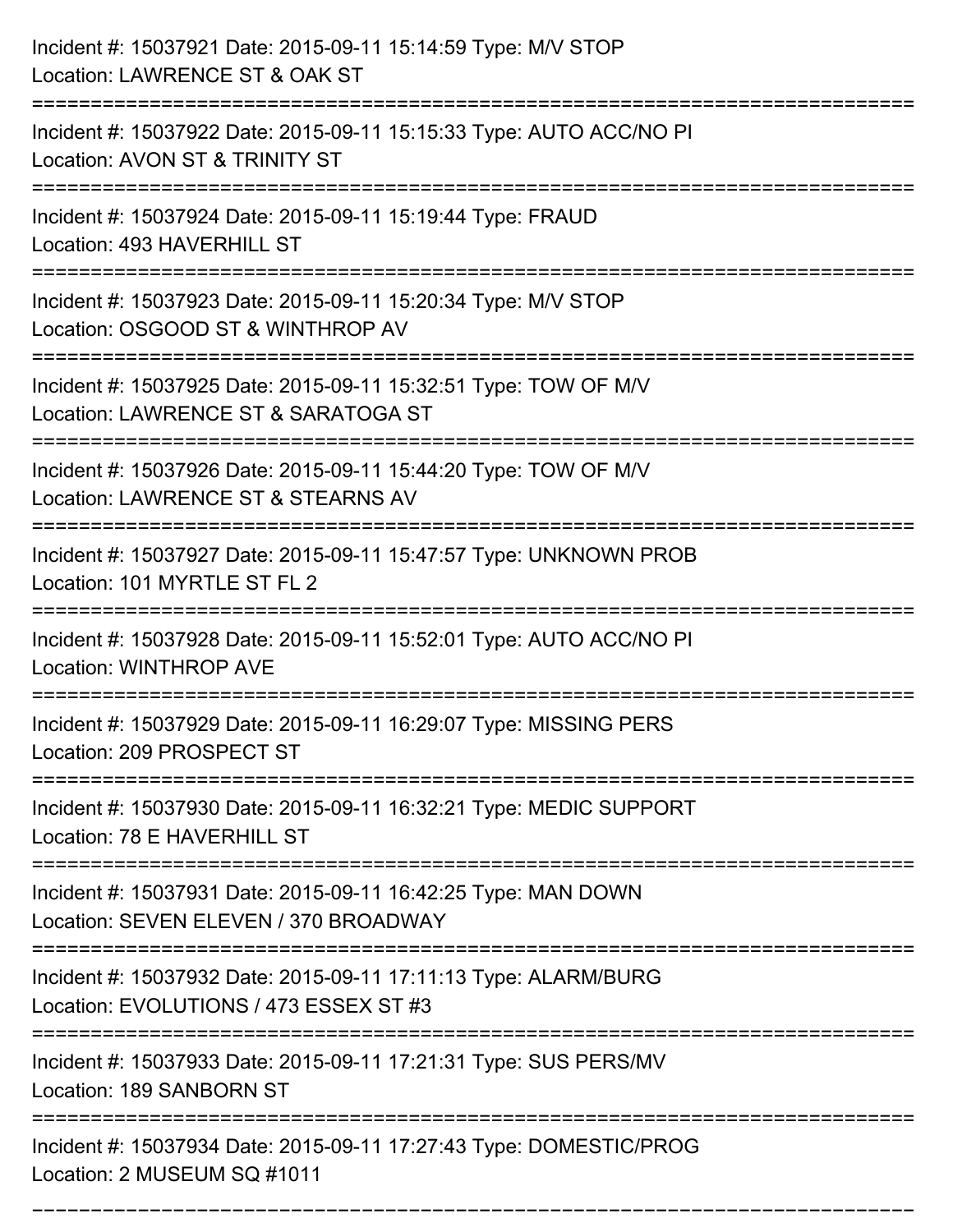Incident #: 15037921 Date: 2015-09-11 15:14:59 Type: M/V STOP
Location: LAWRENCE ST & OAK ST

===========================================================================

Incident #: 15037922 Date: 2015-09-11 15:15:33 Type: AUTO ACC/NO PI
Location: AVON ST & TRINITY ST

===========================================================================

Incident #: 15037924 Date: 2015-09-11 15:19:44 Type: FRAUD
Location: 493 HAVERHILL ST

===========================================================================

Incident #: 15037923 Date: 2015-09-11 15:20:34 Type: M/V STOP
Location: OSGOOD ST & WINTHROP AV

===========================================================================

Incident #: 15037925 Date: 2015-09-11 15:32:51 Type: TOW OF M/V
Location: LAWRENCE ST & SARATOGA ST

===========================================================================

Incident #: 15037926 Date: 2015-09-11 15:44:20 Type: TOW OF M/V
Location: LAWRENCE ST & STEARNS AV

===========================================================================

Incident #: 15037927 Date: 2015-09-11 15:47:57 Type: UNKNOWN PROB
Location: 101 MYRTLE ST FL 2

===========================================================================

Incident #: 15037928 Date: 2015-09-11 15:52:01 Type: AUTO ACC/NO PI
Location: WINTHROP AVE

===========================================================================

Incident #: 15037929 Date: 2015-09-11 16:29:07 Type: MISSING PERS
Location: 209 PROSPECT ST

===========================================================================

Incident #: 15037930 Date: 2015-09-11 16:32:21 Type: MEDIC SUPPORT
Location: 78 E HAVERHILL ST

===========================================================================

Incident #: 15037931 Date: 2015-09-11 16:42:25 Type: MAN DOWN
Location: SEVEN ELEVEN / 370 BROADWAY

===========================================================================

Incident #: 15037932 Date: 2015-09-11 17:11:13 Type: ALARM/BURG
Location: EVOLUTIONS / 473 ESSEX ST #3

===========================================================================

Incident #: 15037933 Date: 2015-09-11 17:21:31 Type: SUS PERS/MV
Location: 189 SANBORN ST

===========================================================================

Incident #: 15037934 Date: 2015-09-11 17:27:43 Type: DOMESTIC/PROG
Location: 2 MUSEUM SQ #1011

===========================================================================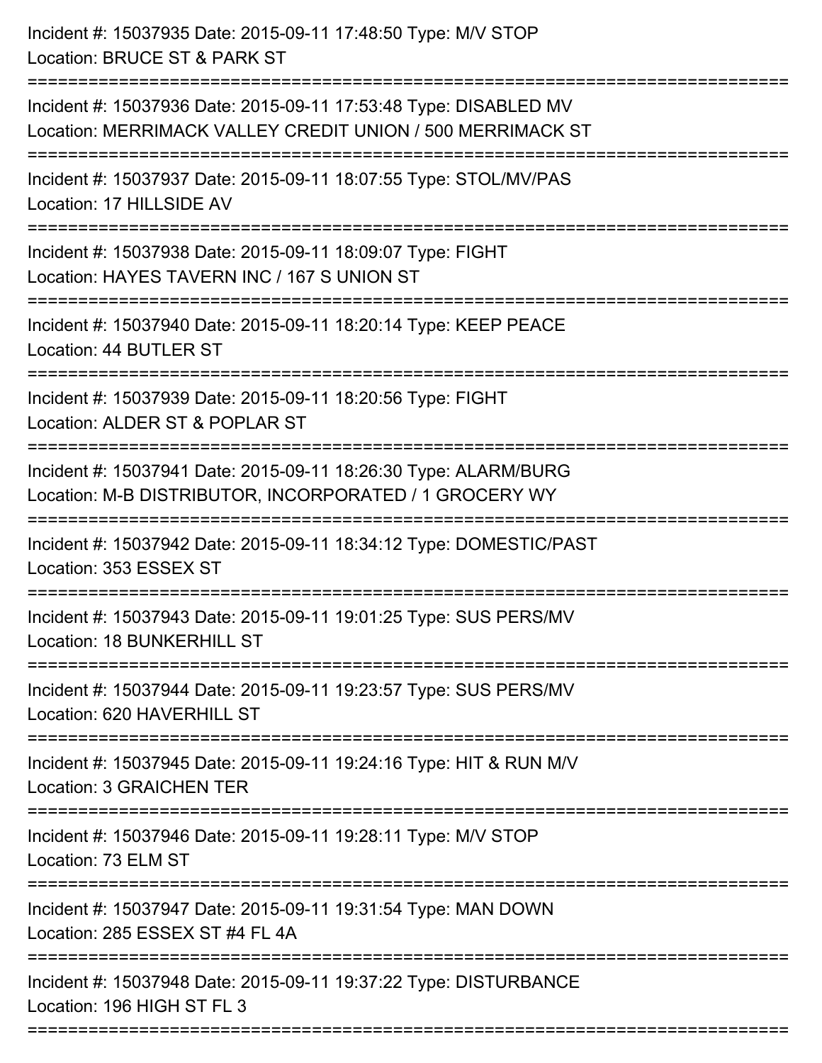Incident #: 15037935 Date: 2015-09-11 17:48:50 Type: M/V STOP
Location: BRUCE ST & PARK ST

===========================================================================

Incident #: 15037936 Date: 2015-09-11 17:53:48 Type: DISABLED MV
Location: MERRIMACK VALLEY CREDIT UNION / 500 MERRIMACK ST

===========================================================================

Incident #: 15037937 Date: 2015-09-11 18:07:55 Type: STOL/MV/PAS
Location: 17 HILLSIDE AV

===========================================================================

Incident #: 15037938 Date: 2015-09-11 18:09:07 Type: FIGHT
Location: HAYES TAVERN INC / 167 S UNION ST

===========================================================================

Incident #: 15037940 Date: 2015-09-11 18:20:14 Type: KEEP PEACE
Location: 44 BUTLER ST

===========================================================================

Incident #: 15037939 Date: 2015-09-11 18:20:56 Type: FIGHT
Location: ALDER ST & POPLAR ST

===========================================================================

Incident #: 15037941 Date: 2015-09-11 18:26:30 Type: ALARM/BURG
Location: M-B DISTRIBUTOR, INCORPORATED / 1 GROCERY WY

===========================================================================

Incident #: 15037942 Date: 2015-09-11 18:34:12 Type: DOMESTIC/PAST
Location: 353 ESSEX ST

===========================================================================

Incident #: 15037943 Date: 2015-09-11 19:01:25 Type: SUS PERS/MV
Location: 18 BUNKERHILL ST

===========================================================================

Incident #: 15037944 Date: 2015-09-11 19:23:57 Type: SUS PERS/MV
Location: 620 HAVERHILL ST

===========================================================================

Incident #: 15037945 Date: 2015-09-11 19:24:16 Type: HIT & RUN M/V
Location: 3 GRAICHEN TER

===========================================================================

Incident #: 15037946 Date: 2015-09-11 19:28:11 Type: M/V STOP
Location: 73 ELM ST

===========================================================================

Incident #: 15037947 Date: 2015-09-11 19:31:54 Type: MAN DOWN
Location: 285 ESSEX ST #4 FL 4A

===========================================================================

Incident #: 15037948 Date: 2015-09-11 19:37:22 Type: DISTURBANCE
Location: 196 HIGH ST FL 3

===========================================================================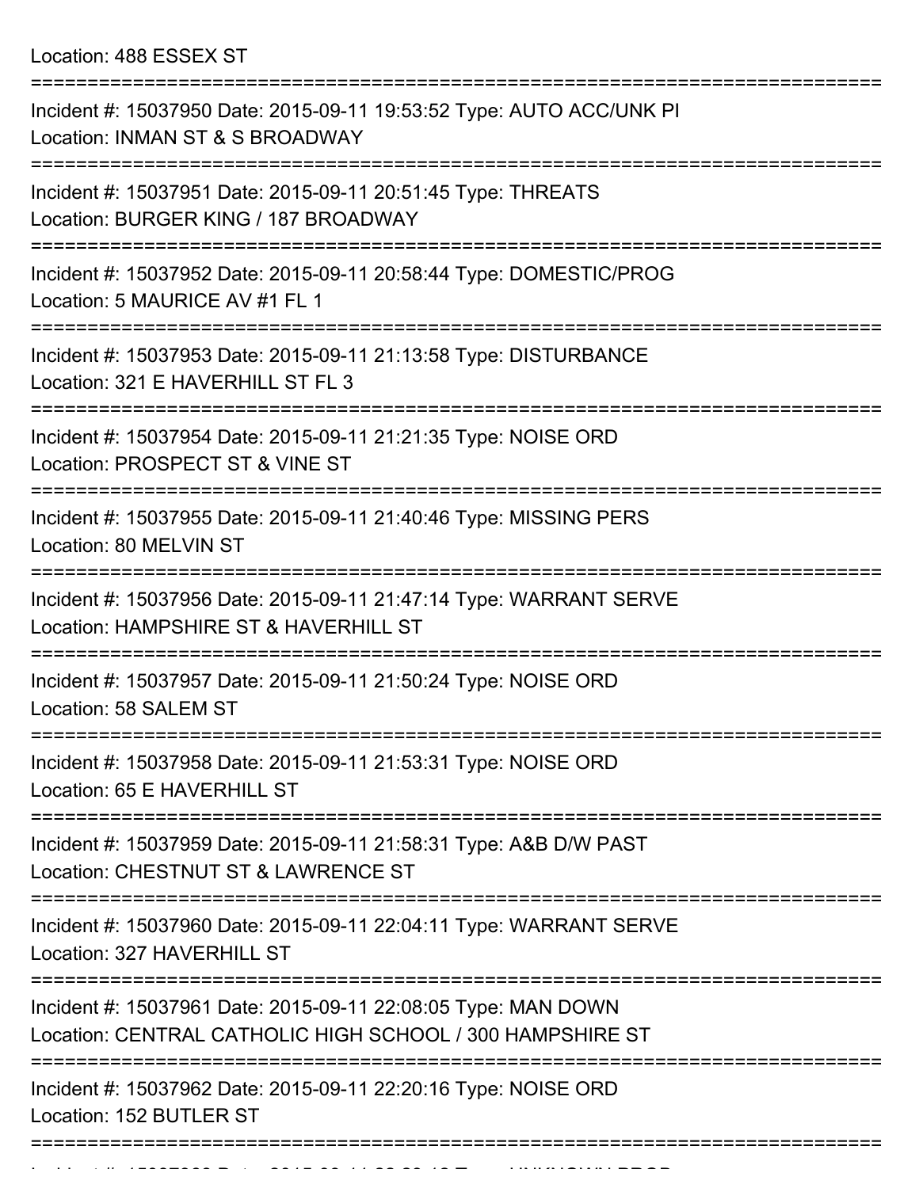Location: 488 ESSEX ST

===========================================================================

Incident #: 15037950 Date: 2015-09-11 19:53:52 Type: AUTO ACC/UNK PI
Location: INMAN ST & S BROADWAY

===========================================================================

Incident #: 15037951 Date: 2015-09-11 20:51:45 Type: THREATS
Location: BURGER KING / 187 BROADWAY

===========================================================================

Incident #: 15037952 Date: 2015-09-11 20:58:44 Type: DOMESTIC/PROG
Location: 5 MAURICE AV #1 FL 1

===========================================================================

Incident #: 15037953 Date: 2015-09-11 21:13:58 Type: DISTURBANCE
Location: 321 E HAVERHILL ST FL 3

===========================================================================

Incident #: 15037954 Date: 2015-09-11 21:21:35 Type: NOISE ORD
Location: PROSPECT ST & VINE ST

===========================================================================

Incident #: 15037955 Date: 2015-09-11 21:40:46 Type: MISSING PERS
Location: 80 MELVIN ST

===========================================================================

Incident #: 15037956 Date: 2015-09-11 21:47:14 Type: WARRANT SERVE
Location: HAMPSHIRE ST & HAVERHILL ST

===========================================================================

Incident #: 15037957 Date: 2015-09-11 21:50:24 Type: NOISE ORD
Location: 58 SALEM ST

===========================================================================

Incident #: 15037958 Date: 2015-09-11 21:53:31 Type: NOISE ORD
Location: 65 E HAVERHILL ST

===========================================================================

Incident #: 15037959 Date: 2015-09-11 21:58:31 Type: A&B D/W PAST
Location: CHESTNUT ST & LAWRENCE ST

===========================================================================

Incident #: 15037960 Date: 2015-09-11 22:04:11 Type: WARRANT SERVE
Location: 327 HAVERHILL ST

===========================================================================

Incident #: 15037961 Date: 2015-09-11 22:08:05 Type: MAN DOWN
Location: CENTRAL CATHOLIC HIGH SCHOOL / 300 HAMPSHIRE ST

===========================================================================

Incident #: 15037962 Date: 2015-09-11 22:20:16 Type: NOISE ORD
Location: 152 BUTLER ST

===========================================================================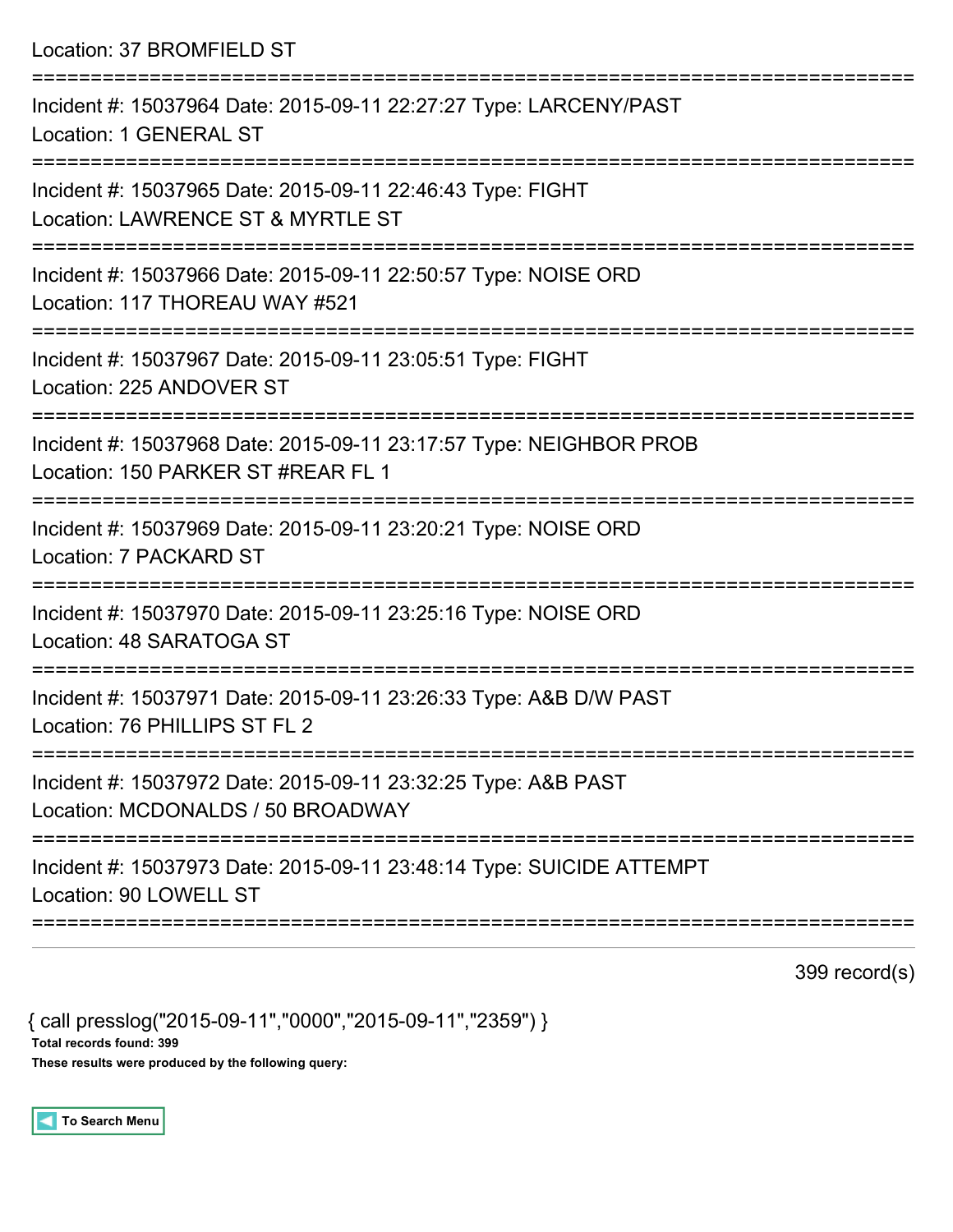Location: 37 BROMFIELD ST

===========================================================================

Incident #: 15037964 Date: 2015-09-11 22:27:27 Type: LARCENY/PAST
Location: 1 GENERAL ST

===========================================================================

Incident #: 15037965 Date: 2015-09-11 22:46:43 Type: FIGHT
Location: LAWRENCE ST & MYRTLE ST

===========================================================================

Incident #: 15037966 Date: 2015-09-11 22:50:57 Type: NOISE ORD
Location: 117 THOREAU WAY #521

===========================================================================

Incident #: 15037967 Date: 2015-09-11 23:05:51 Type: FIGHT
Location: 225 ANDOVER ST

===========================================================================

Incident #: 15037968 Date: 2015-09-11 23:17:57 Type: NEIGHBOR PROB
Location: 150 PARKER ST #REAR FL 1

===========================================================================

Incident #: 15037969 Date: 2015-09-11 23:20:21 Type: NOISE ORD
Location: 7 PACKARD ST

===========================================================================

Incident #: 15037970 Date: 2015-09-11 23:25:16 Type: NOISE ORD
Location: 48 SARATOGA ST

===========================================================================

Incident #: 15037971 Date: 2015-09-11 23:26:33 Type: A&B D/W PAST
Location: 76 PHILLIPS ST FL 2

===========================================================================

Incident #: 15037972 Date: 2015-09-11 23:32:25 Type: A&B PAST
Location: MCDONALDS / 50 BROADWAY

===========================================================================

Incident #: 15037973 Date: 2015-09-11 23:48:14 Type: SUICIDE ATTEMPT
Location: 90 LOWELL ST

===========================================================================

399 record(s)

{ call presslog("2015-09-11","0000","2015-09-11","2359") }

**Total records found: 399**

**These results were produced by the following query:**

To Search Menu